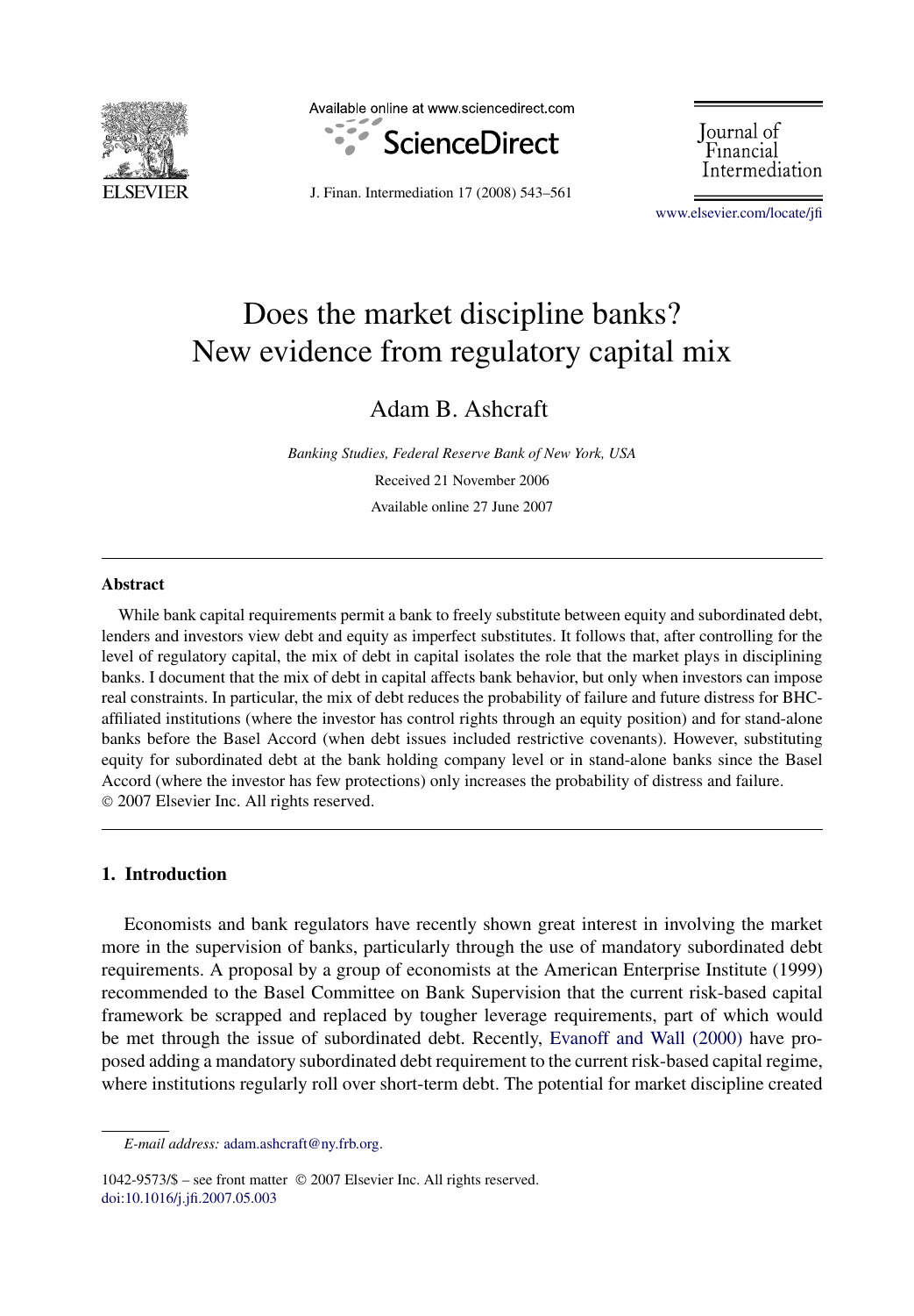# Does the market discipline banks? New evidence from regulatory capital mix

Adam B. Ashcraft

*Banking Studies, Federal Reserve Bank of New York, USA*

Received 21 November 2006

Available online 27 June 2007

## Abstract

While bank capital requirements permit a bank to freely substitute between equity and subordinated debt, lenders and investors view debt and equity as imperfect substitutes. It follows that, after controlling for the level of regulatory capital, the mix of debt in capital isolates the role that the market plays in disciplining banks. I document that the mix of debt in capital affects bank behavior, but only when investors can impose real constraints. In particular, the mix of debt reduces the probability of failure and future distress for BHC-affiliated institutions (where the investor has control rights through an equity position) and for stand-alone banks before the Basel Accord (when debt issues included restrictive covenants). However, substituting equity for subordinated debt at the bank holding company level or in stand-alone banks since the Basel Accord (where the investor has few protections) only increases the probability of distress and failure.
© 2007 Elsevier Inc. All rights reserved.

## 1. Introduction

Economists and bank regulators have recently shown great interest in involving the market more in the supervision of banks, particularly through the use of mandatory subordinated debt requirements. A proposal by a group of economists at the American Enterprise Institute (1999) recommended to the Basel Committee on Bank Supervision that the current risk-based capital framework be scrapped and replaced by tougher leverage requirements, part of which would be met through the issue of subordinated debt. Recently, Evanoff and Wall (2000) have proposed adding a mandatory subordinated debt requirement to the current risk-based capital regime, where institutions regularly roll over short-term debt. The potential for market discipline created

*E-mail address:* adam.ashcraft@ny.frb.org.

1042-9573/$ – see front matter © 2007 Elsevier Inc. All rights reserved.
doi:10.1016/j.jfi.2007.05.003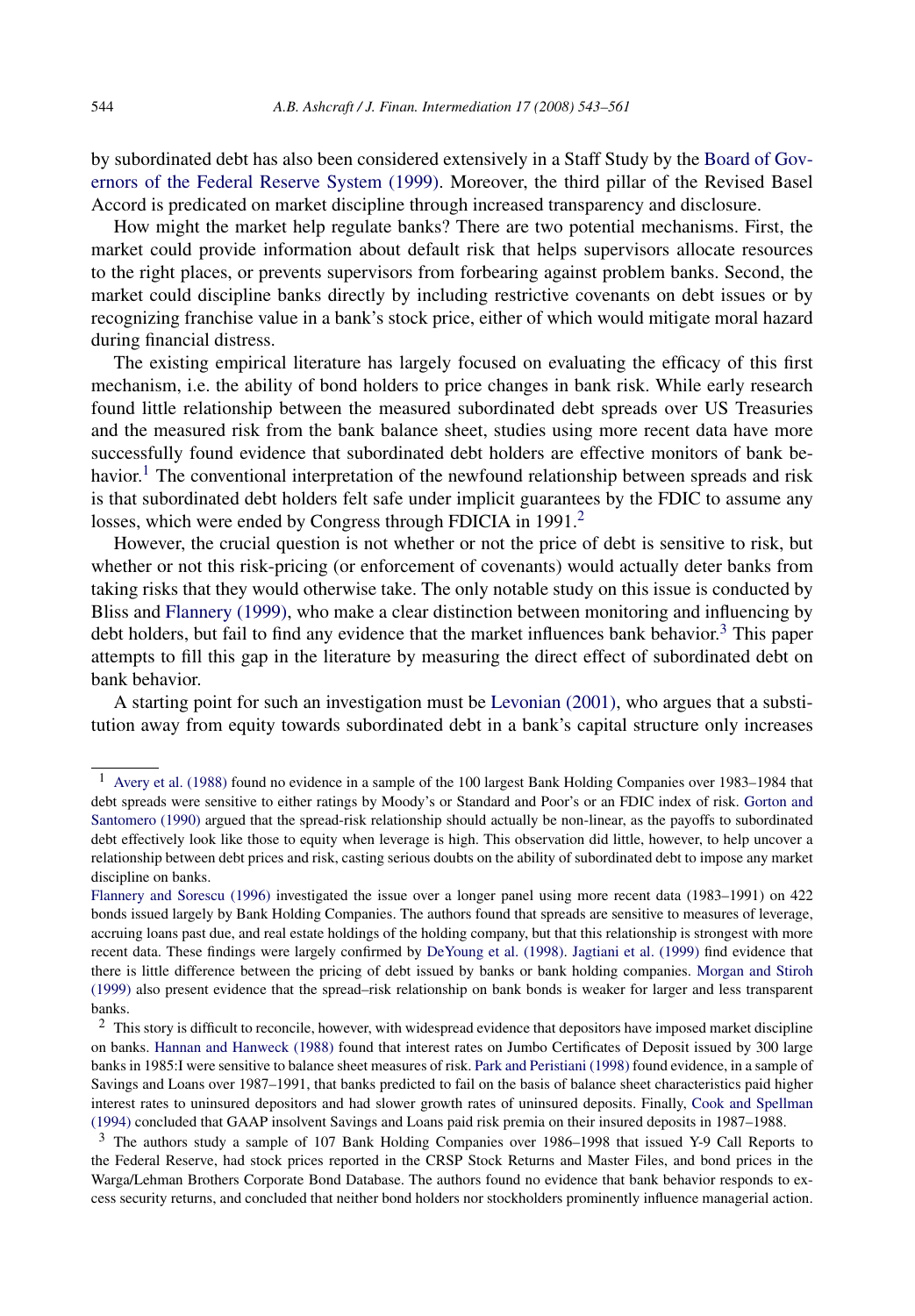by subordinated debt has also been considered extensively in a Staff Study by the Board of Governors of the Federal Reserve System (1999). Moreover, the third pillar of the Revised Basel Accord is predicated on market discipline through increased transparency and disclosure.

How might the market help regulate banks? There are two potential mechanisms. First, the market could provide information about default risk that helps supervisors allocate resources to the right places, or prevents supervisors from forbearing against problem banks. Second, the market could discipline banks directly by including restrictive covenants on debt issues or by recognizing franchise value in a bank's stock price, either of which would mitigate moral hazard during financial distress.

The existing empirical literature has largely focused on evaluating the efficacy of this first mechanism, i.e. the ability of bond holders to price changes in bank risk. While early research found little relationship between the measured subordinated debt spreads over US Treasuries and the measured risk from the bank balance sheet, studies using more recent data have more successfully found evidence that subordinated debt holders are effective monitors of bank behavior.[1] The conventional interpretation of the newfound relationship between spreads and risk is that subordinated debt holders felt safe under implicit guarantees by the FDIC to assume any losses, which were ended by Congress through FDICIA in 1991.[2]

However, the crucial question is not whether or not the price of debt is sensitive to risk, but whether or not this risk-pricing (or enforcement of covenants) would actually deter banks from taking risks that they would otherwise take. The only notable study on this issue is conducted by Bliss and Flannery (1999), who make a clear distinction between monitoring and influencing by debt holders, but fail to find any evidence that the market influences bank behavior.[3] This paper attempts to fill this gap in the literature by measuring the direct effect of subordinated debt on bank behavior.

A starting point for such an investigation must be Levonian (2001), who argues that a substitution away from equity towards subordinated debt in a bank's capital structure only increases

---

[1] Avery et al. (1988) found no evidence in a sample of the 100 largest Bank Holding Companies over 1983–1984 that debt spreads were sensitive to either ratings by Moody's or Standard and Poor's or an FDIC index of risk. Gorton and Santomero (1990) argued that the spread-risk relationship should actually be non-linear, as the payoffs to subordinated debt effectively look like those to equity when leverage is high. This observation did little, however, to help uncover a relationship between debt prices and risk, casting serious doubts on the ability of subordinated debt to impose any market discipline on banks.

Flannery and Sorescu (1996) investigated the issue over a longer panel using more recent data (1983–1991) on 422 bonds issued largely by Bank Holding Companies. The authors found that spreads are sensitive to measures of leverage, accruing loans past due, and real estate holdings of the holding company, but that this relationship is strongest with more recent data. These findings were largely confirmed by DeYoung et al. (1998). Jagtiani et al. (1999) find evidence that there is little difference between the pricing of debt issued by banks or bank holding companies. Morgan and Stiroh (1999) also present evidence that the spread–risk relationship on bank bonds is weaker for larger and less transparent banks.

[2] This story is difficult to reconcile, however, with widespread evidence that depositors have imposed market discipline on banks. Hannan and Hanweck (1988) found that interest rates on Jumbo Certificates of Deposit issued by 300 large banks in 1985:I were sensitive to balance sheet measures of risk. Park and Peristiani (1998) found evidence, in a sample of Savings and Loans over 1987–1991, that banks predicted to fail on the basis of balance sheet characteristics paid higher interest rates to uninsured depositors and had slower growth rates of uninsured deposits. Finally, Cook and Spellman (1994) concluded that GAAP insolvent Savings and Loans paid risk premia on their insured deposits in 1987–1988.

[3] The authors study a sample of 107 Bank Holding Companies over 1986–1998 that issued Y-9 Call Reports to the Federal Reserve, had stock prices reported in the CRSP Stock Returns and Master Files, and bond prices in the Warga/Lehman Brothers Corporate Bond Database. The authors found no evidence that bank behavior responds to excess security returns, and concluded that neither bond holders nor stockholders prominently influence managerial action.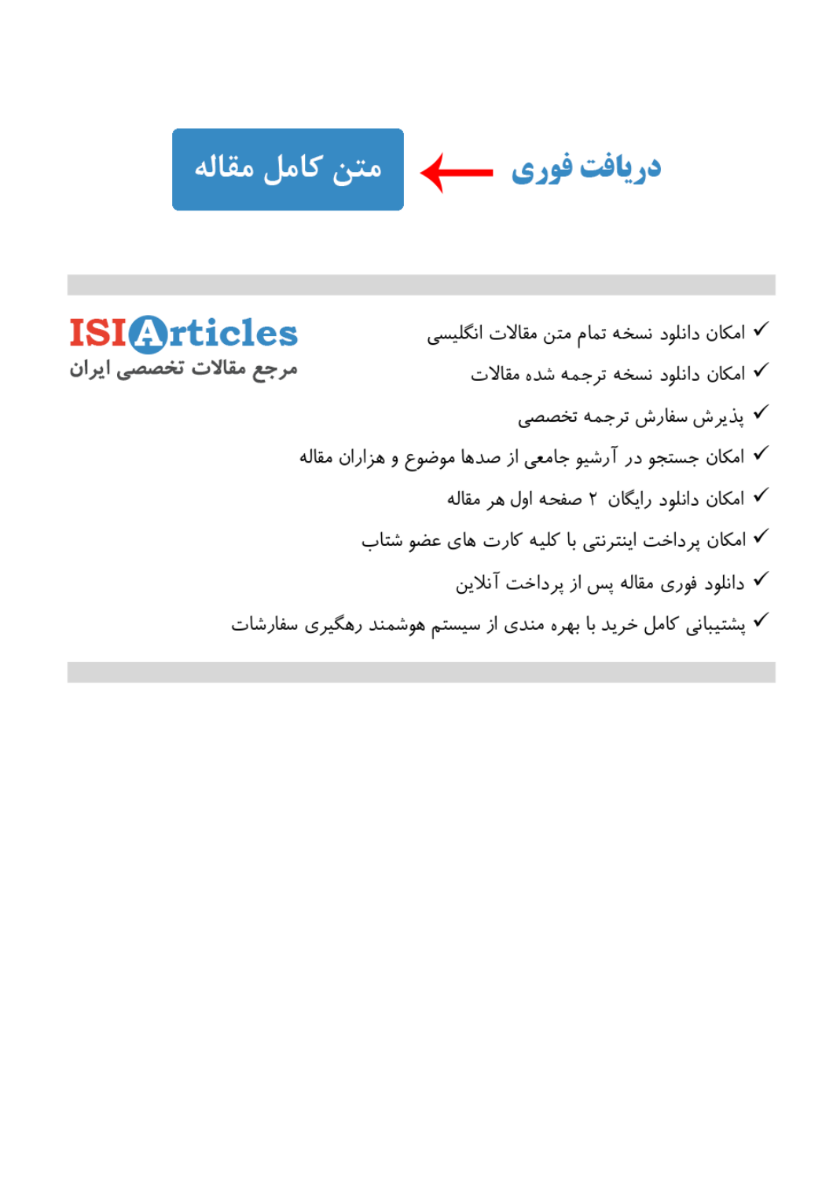دریافت فوری ← **متن کامل مقاله**

**ISIArticles**
مرجع مقالات تخصصی ایران

- ✓ امکان دانلود نسخه تمام متن مقالات انگلیسی
- ✓ امکان دانلود نسخه ترجمه شده مقالات
- ✓ پذیرش سفارش ترجمه تخصصی
- ✓ امکان جستجو در آرشیو جامعی از صدها موضوع و هزاران مقاله
- ✓ امکان دانلود رایگان ۲ صفحه اول هر مقاله
- ✓ امکان پرداخت اینترنتی با کلیه کارت های عضو شتاب
- ✓ دانلود فوری مقاله پس از پرداخت آنلاین
- ✓ پشتیبانی کامل خرید با بهره مندی از سیستم هوشمند رهگیری سفارشات